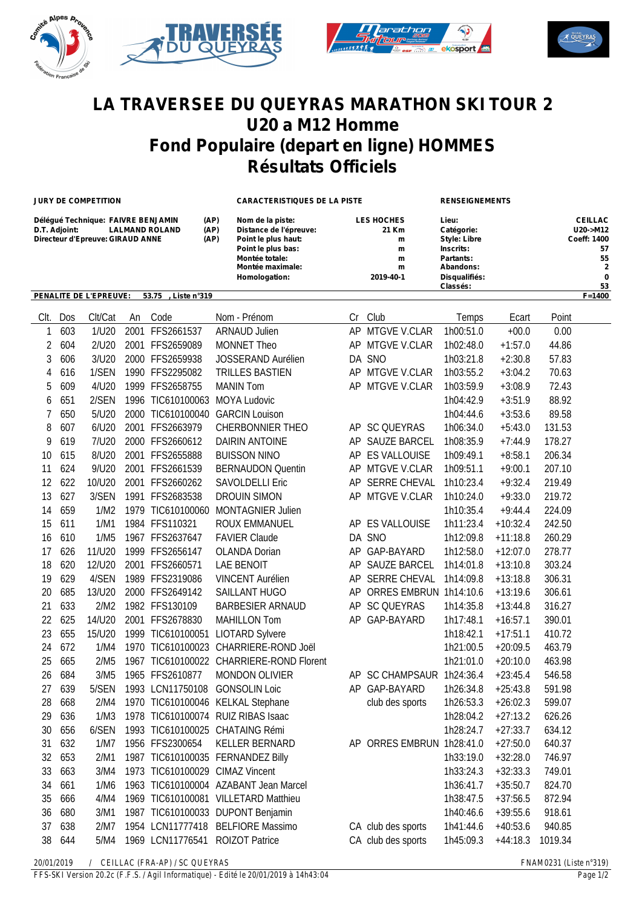# LA TRAVERSEE DU QUEYRAS MARATHON SKI TOUR 2
# U20 a M12 Homme
# Fond Populaire (depart en ligne) HOMMES
# Résultats Officiels

**JURY DE COMPETITION**

Délégué Technique: FAIVRE BENJAMIN (AP)
D.T. Adjoint: LALMAND ROLAND (AP)
Directeur d'Epreuve: GIRAUD ANNE (AP)

**CARACTERISTIQUES DE LA PISTE**

Nom de la piste: LES HOCHES
Distance de l'épreuve: 21 Km
Point le plus haut: m
Point le plus bas: m
Montée totale: m
Montée maximale: m
Homologation: 2019-40-1

**RENSEIGNEMENTS**

Lieu: CEILLAC
Catégorie: U20->M12
Style: Libre
Coeff: 1400
Inscrits: 57
Partants: 55
Abandons: 2
Disqualifiés: 0
Classés: 53

PENALITE DE L'EPREUVE: 53.75 , Liste n°319 F=1400

| Clt. | Dos | Clt/Cat | An | Code | Nom - Prénom | Cr | Club | Temps | Ecart | Point |
|---|---|---|---|---|---|---|---|---|---|---|
| 1 | 603 | 1/U20 | 2001 | FFS2661537 | ARNAUD Julien | AP | MTGVE V.CLAR | 1h00:51.0 | +00.0 | 0.00 |
| 2 | 604 | 2/U20 | 2001 | FFS2659089 | MONNET Theo | AP | MTGVE V.CLAR | 1h02:48.0 | +1:57.0 | 44.86 |
| 3 | 606 | 3/U20 | 2000 | FFS2659938 | JOSSERAND Aurélien | DA | SNO | 1h03:21.8 | +2:30.8 | 57.83 |
| 4 | 616 | 1/SEN | 1990 | FFS2295082 | TRILLES BASTIEN | AP | MTGVE V.CLAR | 1h03:55.2 | +3:04.2 | 70.63 |
| 5 | 609 | 4/U20 | 1999 | FFS2658755 | MANIN Tom | AP | MTGVE V.CLAR | 1h03:59.9 | +3:08.9 | 72.43 |
| 6 | 651 | 2/SEN | 1996 | TIC610100063 | MOYA Ludovic | | | 1h04:42.9 | +3:51.9 | 88.92 |
| 7 | 650 | 5/U20 | 2000 | TIC610100040 | GARCIN Louison | | | 1h04:44.6 | +3:53.6 | 89.58 |
| 8 | 607 | 6/U20 | 2001 | FFS2663979 | CHERBONNIER THEO | AP | SC QUEYRAS | 1h06:34.0 | +5:43.0 | 131.53 |
| 9 | 619 | 7/U20 | 2000 | FFS2660612 | DAIRIN ANTOINE | AP | SAUZE BARCEL | 1h08:35.9 | +7:44.9 | 178.27 |
| 10 | 615 | 8/U20 | 2001 | FFS2655888 | BUISSON NINO | AP | ES VALLOUISE | 1h09:49.1 | +8:58.1 | 206.34 |
| 11 | 624 | 9/U20 | 2001 | FFS2661539 | BERNAUDON Quentin | AP | MTGVE V.CLAR | 1h09:51.1 | +9:00.1 | 207.10 |
| 12 | 622 | 10/U20 | 2001 | FFS2660262 | SAVOLDELLI Eric | AP | SERRE CHEVAL | 1h10:23.4 | +9:32.4 | 219.49 |
| 13 | 627 | 3/SEN | 1991 | FFS2683538 | DROUIN SIMON | AP | MTGVE V.CLAR | 1h10:24.0 | +9:33.0 | 219.72 |
| 14 | 659 | 1/M2 | 1979 | TIC610100060 | MONTAGNIER Julien | | | 1h10:35.4 | +9:44.4 | 224.09 |
| 15 | 611 | 1/M1 | 1984 | FFS110321 | ROUX EMMANUEL | AP | ES VALLOUISE | 1h11:23.4 | +10:32.4 | 242.50 |
| 16 | 610 | 1/M5 | 1967 | FFS2637647 | FAVIER Claude | DA | SNO | 1h12:09.8 | +11:18.8 | 260.29 |
| 17 | 626 | 11/U20 | 1999 | FFS2656147 | OLANDA Dorian | AP | GAP-BAYARD | 1h12:58.0 | +12:07.0 | 278.77 |
| 18 | 620 | 12/U20 | 2001 | FFS2660571 | LAE BENOIT | AP | SAUZE BARCEL | 1h14:01.8 | +13:10.8 | 303.24 |
| 19 | 629 | 4/SEN | 1989 | FFS2319086 | VINCENT Aurélien | AP | SERRE CHEVAL | 1h14:09.8 | +13:18.8 | 306.31 |
| 20 | 685 | 13/U20 | 2000 | FFS2649142 | SAILLANT HUGO | AP | ORRES EMBRUN | 1h14:10.6 | +13:19.6 | 306.61 |
| 21 | 633 | 2/M2 | 1982 | FFS130109 | BARBESIER ARNAUD | AP | SC QUEYRAS | 1h14:35.8 | +13:44.8 | 316.27 |
| 22 | 625 | 14/U20 | 2001 | FFS2678830 | MAHILLON Tom | AP | GAP-BAYARD | 1h17:48.1 | +16:57.1 | 390.01 |
| 23 | 655 | 15/U20 | 1999 | TIC610100051 | LIOTARD Sylvere | | | 1h18:42.1 | +17:51.1 | 410.72 |
| 24 | 672 | 1/M4 | 1970 | TIC610100023 | CHARRIERE-ROND Joël | | | 1h21:00.5 | +20:09.5 | 463.79 |
| 25 | 665 | 2/M5 | 1967 | TIC610100022 | CHARRIERE-ROND Florent | | | 1h21:01.0 | +20:10.0 | 463.98 |
| 26 | 684 | 3/M5 | 1965 | FFS2610877 | MONDON OLIVIER | AP | SC CHAMPSAUR | 1h24:36.4 | +23:45.4 | 546.58 |
| 27 | 639 | 5/SEN | 1993 | LCN11750108 | GONSOLIN Loic | AP | GAP-BAYARD | 1h26:34.8 | +25:43.8 | 591.98 |
| 28 | 668 | 2/M4 | 1970 | TIC610100046 | KELKAL Stephane | | club des sports | 1h26:53.3 | +26:02.3 | 599.07 |
| 29 | 636 | 1/M3 | 1978 | TIC610100074 | RUIZ RIBAS Isaac | | | 1h28:04.2 | +27:13.2 | 626.26 |
| 30 | 656 | 6/SEN | 1993 | TIC610100025 | CHATAING Rémi | | | 1h28:24.7 | +27:33.7 | 634.12 |
| 31 | 632 | 1/M7 | 1956 | FFS2300654 | KELLER BERNARD | AP | ORRES EMBRUN | 1h28:41.0 | +27:50.0 | 640.37 |
| 32 | 653 | 2/M1 | 1987 | TIC610100035 | FERNANDEZ Billy | | | 1h33:19.0 | +32:28.0 | 746.97 |
| 33 | 663 | 3/M4 | 1973 | TIC610100029 | CIMAZ Vincent | | | 1h33:24.3 | +32:33.3 | 749.01 |
| 34 | 661 | 1/M6 | 1963 | TIC610100004 | AZABANT Jean Marcel | | | 1h36:41.7 | +35:50.7 | 824.70 |
| 35 | 666 | 4/M4 | 1969 | TIC610100081 | VILLETARD Matthieu | | | 1h38:47.5 | +37:56.5 | 872.94 |
| 36 | 680 | 3/M1 | 1987 | TIC610100033 | DUPONT Benjamin | | | 1h40:46.6 | +39:55.6 | 918.61 |
| 37 | 638 | 2/M7 | 1954 | LCN11777418 | BELFIORE Massimo | CA | club des sports | 1h41:44.6 | +40:53.6 | 940.85 |
| 38 | 644 | 5/M4 | 1969 | LCN11776541 | ROIZOT Patrice | CA | club des sports | 1h45:09.3 | +44:18.3 | 1019.34 |

20/01/2019 / CEILLAC (FRA-AP) / SC QUEYRAS FNAM0231 (Liste n°319)

FFS-SKI Version 20.2c (F.F.S. / Agil Informatique) - Edité le 20/01/2019 à 14h43:04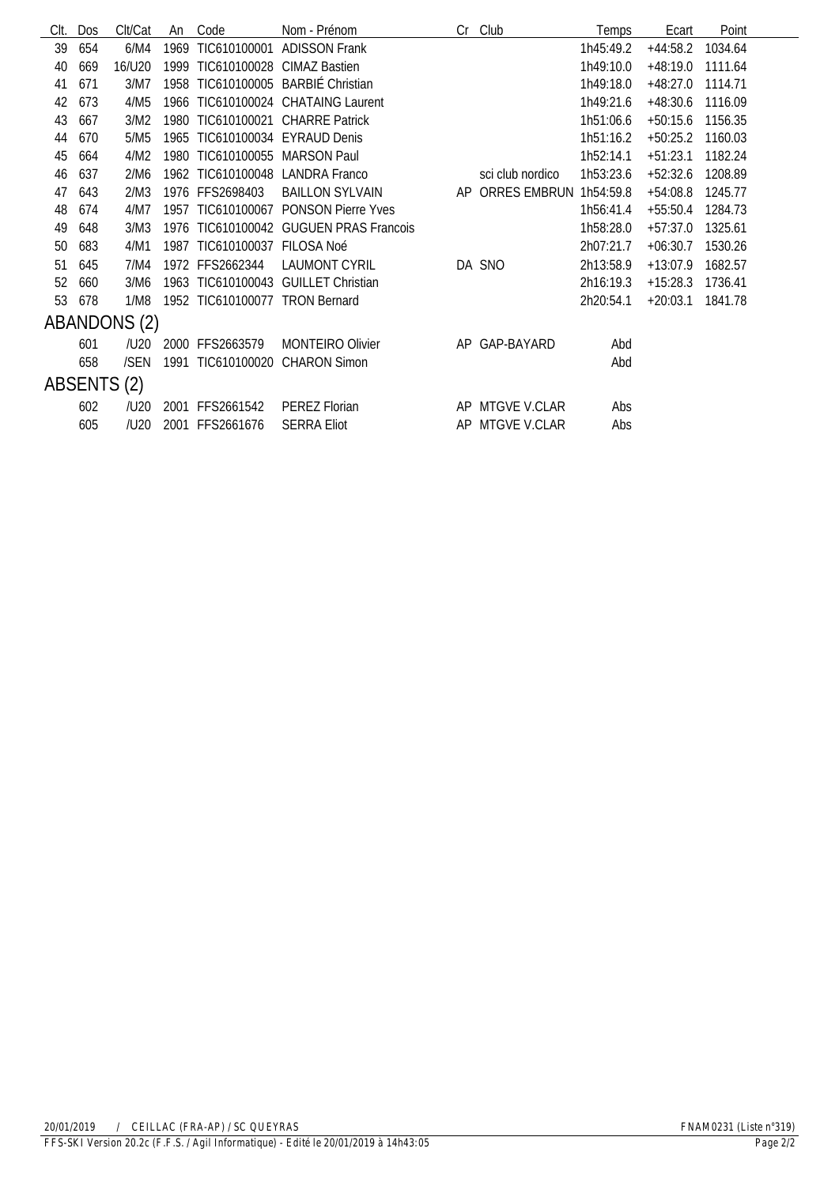| Clt. | Dos | Clt/Cat | An | Code | Nom - Prénom | Cr | Club | Temps | Ecart | Point |
|---|---|---|---|---|---|---|---|---|---|---|
| 39 | 654 | 6/M4 | 1969 | TIC610100001 | ADISSON Frank | | | 1h45:49.2 | +44:58.2 | 1034.64 |
| 40 | 669 | 16/U20 | 1999 | TIC610100028 | CIMAZ Bastien | | | 1h49:10.0 | +48:19.0 | 1111.64 |
| 41 | 671 | 3/M7 | 1958 | TIC610100005 | BARBIÉ Christian | | | 1h49:18.0 | +48:27.0 | 1114.71 |
| 42 | 673 | 4/M5 | 1966 | TIC610100024 | CHATAING Laurent | | | 1h49:21.6 | +48:30.6 | 1116.09 |
| 43 | 667 | 3/M2 | 1980 | TIC610100021 | CHARRE Patrick | | | 1h51:06.6 | +50:15.6 | 1156.35 |
| 44 | 670 | 5/M5 | 1965 | TIC610100034 | EYRAUD Denis | | | 1h51:16.2 | +50:25.2 | 1160.03 |
| 45 | 664 | 4/M2 | 1980 | TIC610100055 | MARSON Paul | | | 1h52:14.1 | +51:23.1 | 1182.24 |
| 46 | 637 | 2/M6 | 1962 | TIC610100048 | LANDRA Franco | | sci club nordico | 1h53:23.6 | +52:32.6 | 1208.89 |
| 47 | 643 | 2/M3 | 1976 | FFS2698403 | BAILLON SYLVAIN | AP | ORRES EMBRUN | 1h54:59.8 | +54:08.8 | 1245.77 |
| 48 | 674 | 4/M7 | 1957 | TIC610100067 | PONSON Pierre Yves | | | 1h56:41.4 | +55:50.4 | 1284.73 |
| 49 | 648 | 3/M3 | 1976 | TIC610100042 | GUGUEN PRAS Francois | | | 1h58:28.0 | +57:37.0 | 1325.61 |
| 50 | 683 | 4/M1 | 1987 | TIC610100037 | FILOSA Noé | | | 2h07:21.7 | +06:30.7 | 1530.26 |
| 51 | 645 | 7/M4 | 1972 | FFS2662344 | LAUMONT CYRIL | DA | SNO | 2h13:58.9 | +13:07.9 | 1682.57 |
| 52 | 660 | 3/M6 | 1963 | TIC610100043 | GUILLET Christian | | | 2h16:19.3 | +15:28.3 | 1736.41 |
| 53 | 678 | 1/M8 | 1952 | TIC610100077 | TRON Bernard | | | 2h20:54.1 | +20:03.1 | 1841.78 |

## ABANDONS (2)

| | | | | | | | | |
|---|---|---|---|---|---|---|---|---|
| 601 | /U20 | 2000 | FFS2663579 | MONTEIRO Olivier | AP | GAP-BAYARD | Abd |
| 658 | /SEN | 1991 | TIC610100020 | CHARON Simon | | | Abd |

## ABSENTS (2)

| | | | | | | | | |
|---|---|---|---|---|---|---|---|---|
| 602 | /U20 | 2001 | FFS2661542 | PEREZ Florian | AP | MTGVE V.CLAR | Abs |
| 605 | /U20 | 2001 | FFS2661676 | SERRA Eliot | AP | MTGVE V.CLAR | Abs |